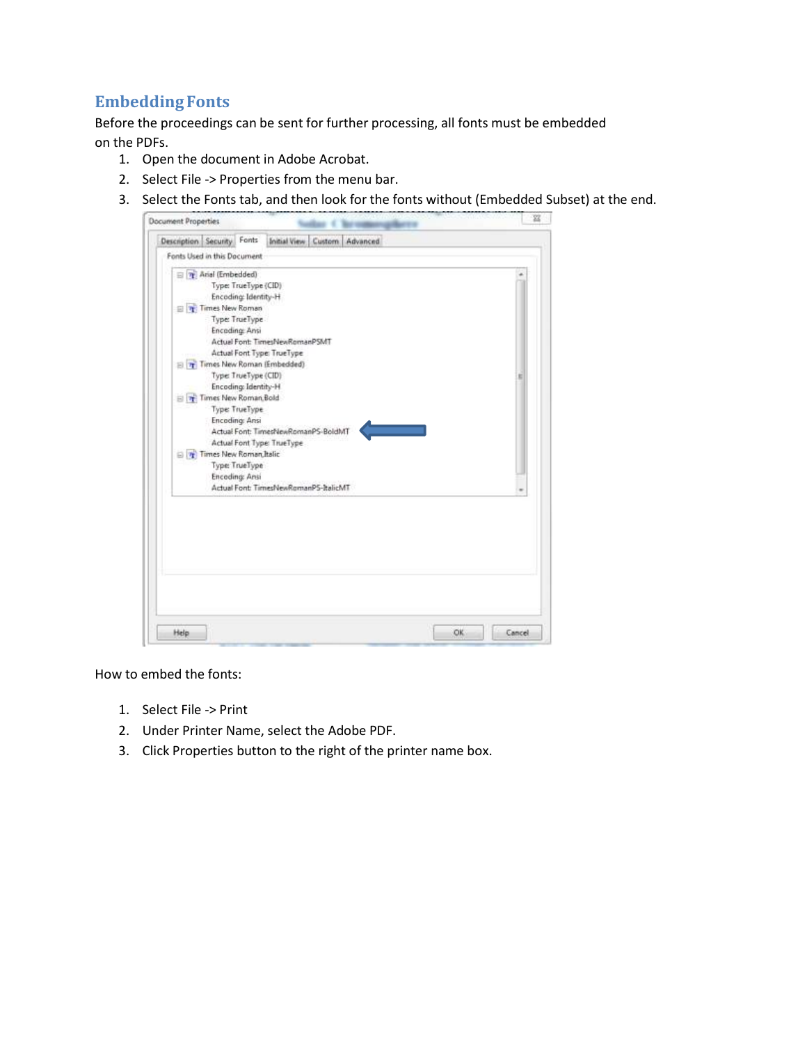## Embedding Fonts

Before the proceedings can be sent for further processing, all fonts must be embedded on the PDFs.

1. Open the document in Adobe Acrobat.
2. Select File -> Properties from the menu bar.
3. Select the Fonts tab, and then look for the fonts without (Embedded Subset) at the end.

How to embed the fonts:

1. Select File -> Print
2. Under Printer Name, select the Adobe PDF.
3. Click Properties button to the right of the printer name box.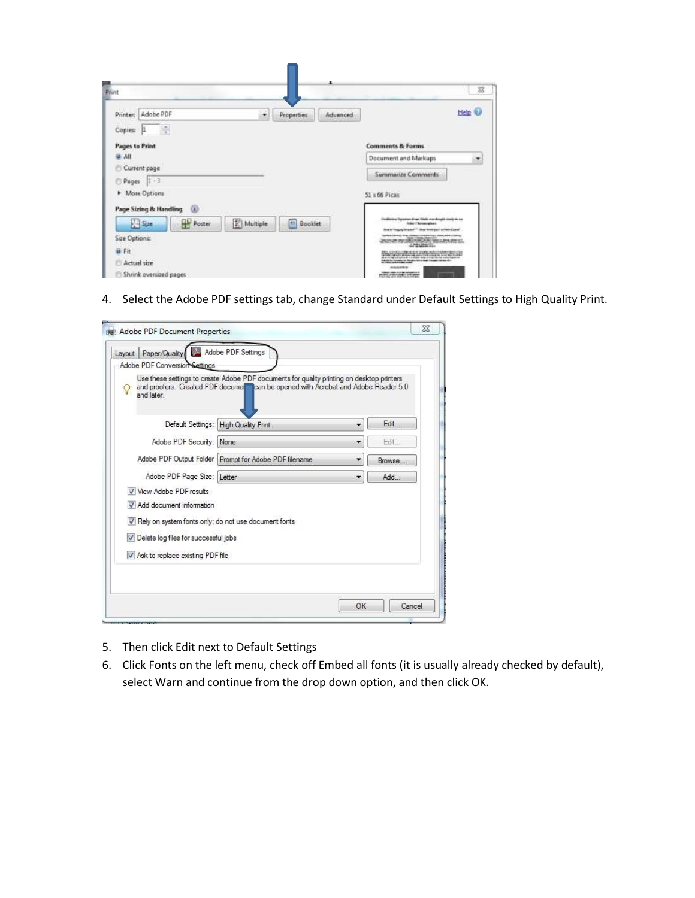4. Select the Adobe PDF settings tab, change Standard under Default Settings to High Quality Print.

5. Then click Edit next to Default Settings
6. Click Fonts on the left menu, check off Embed all fonts (it is usually already checked by default), select Warn and continue from the drop down option, and then click OK.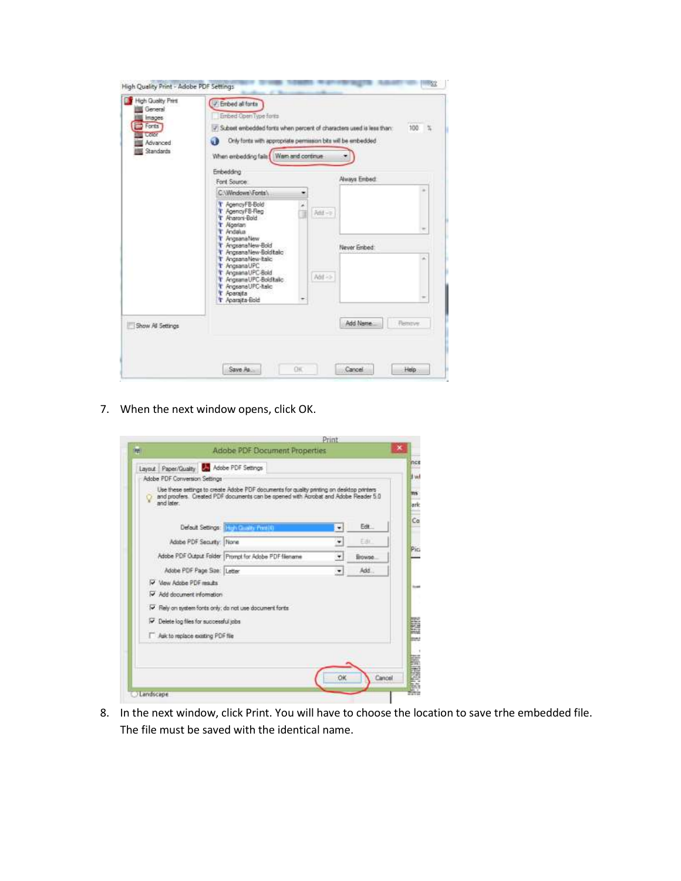7. When the next window opens, click OK.

8. In the next window, click Print. You will have to choose the location to save trhe embedded file. The file must be saved with the identical name.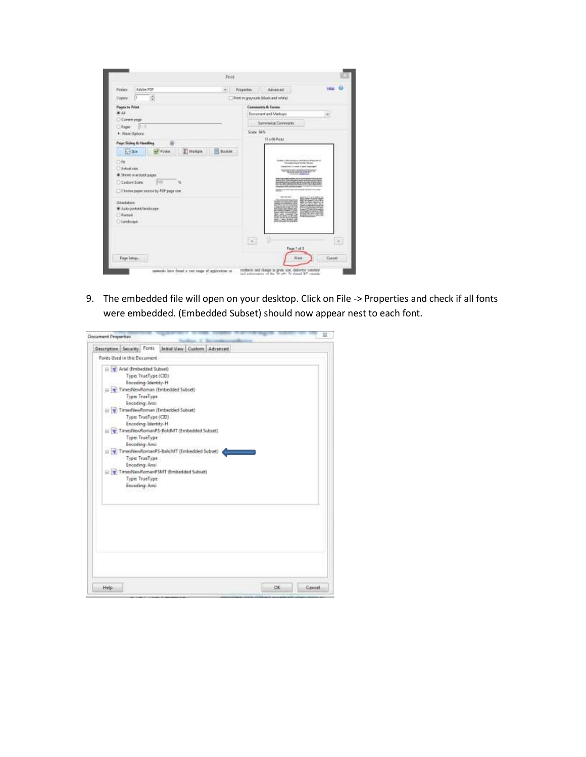9. The embedded file will open on your desktop. Click on File -> Properties and check if all fonts were embedded. (Embedded Subset) should now appear nest to each font.